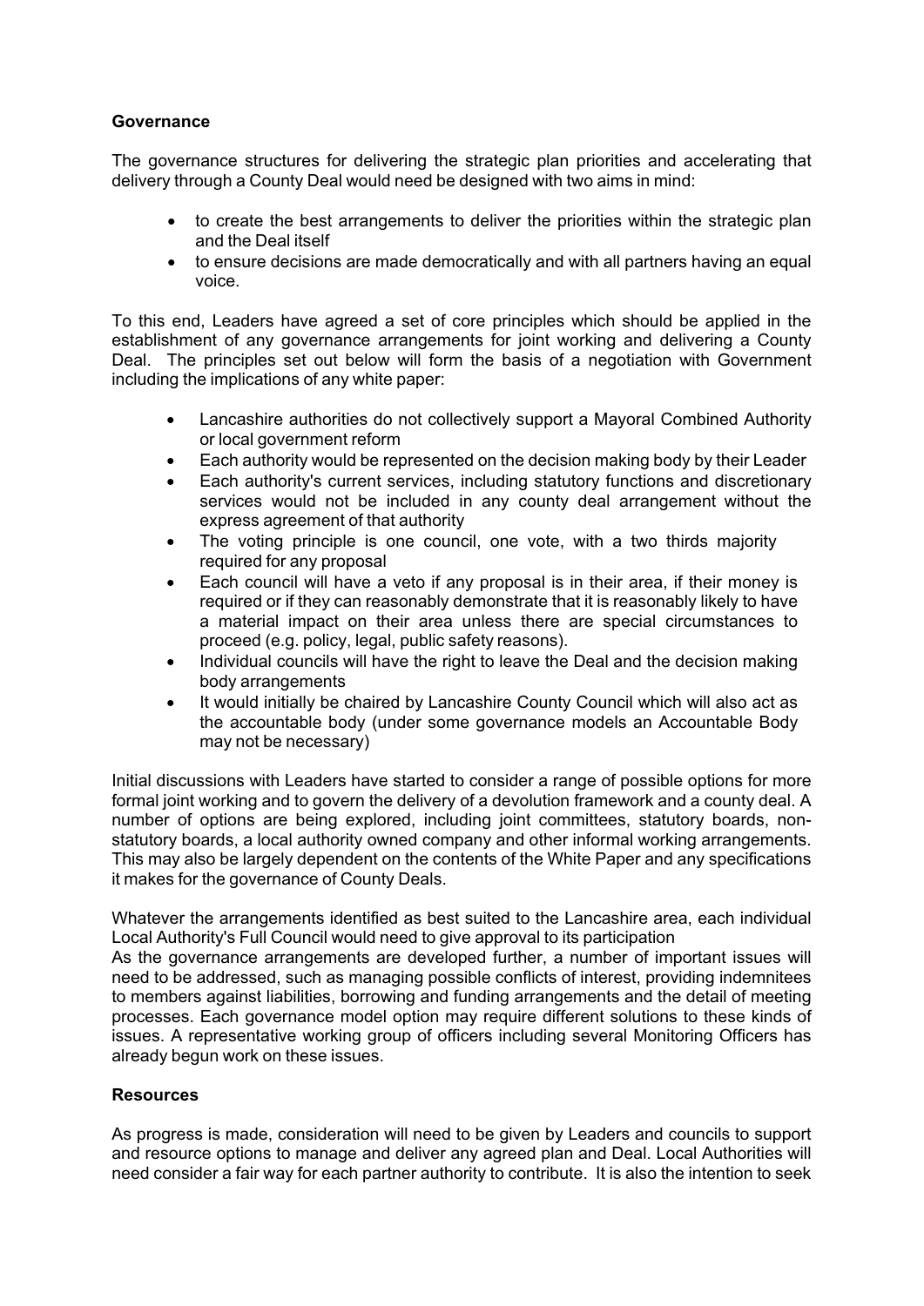**Governance**

The governance structures for delivering the strategic plan priorities and accelerating that delivery through a County Deal would need be designed with two aims in mind:

- to create the best arrangements to deliver the priorities within the strategic plan and the Deal itself
- to ensure decisions are made democratically and with all partners having an equal voice.

To this end, Leaders have agreed a set of core principles which should be applied in the establishment of any governance arrangements for joint working and delivering a County Deal. The principles set out below will form the basis of a negotiation with Government including the implications of any white paper:

- Lancashire authorities do not collectively support a Mayoral Combined Authority or local government reform
- Each authority would be represented on the decision making body by their Leader
- Each authority's current services, including statutory functions and discretionary services would not be included in any county deal arrangement without the express agreement of that authority
- The voting principle is one council, one vote, with a two thirds majority required for any proposal
- Each council will have a veto if any proposal is in their area, if their money is required or if they can reasonably demonstrate that it is reasonably likely to have a material impact on their area unless there are special circumstances to proceed (e.g. policy, legal, public safety reasons).
- Individual councils will have the right to leave the Deal and the decision making body arrangements
- It would initially be chaired by Lancashire County Council which will also act as the accountable body (under some governance models an Accountable Body may not be necessary)

Initial discussions with Leaders have started to consider a range of possible options for more formal joint working and to govern the delivery of a devolution framework and a county deal. A number of options are being explored, including joint committees, statutory boards, non-statutory boards, a local authority owned company and other informal working arrangements. This may also be largely dependent on the contents of the White Paper and any specifications it makes for the governance of County Deals.

Whatever the arrangements identified as best suited to the Lancashire area, each individual Local Authority's Full Council would need to give approval to its participation

As the governance arrangements are developed further, a number of important issues will need to be addressed, such as managing possible conflicts of interest, providing indemnitees to members against liabilities, borrowing and funding arrangements and the detail of meeting processes. Each governance model option may require different solutions to these kinds of issues. A representative working group of officers including several Monitoring Officers has already begun work on these issues.

**Resources**

As progress is made, consideration will need to be given by Leaders and councils to support and resource options to manage and deliver any agreed plan and Deal. Local Authorities will need consider a fair way for each partner authority to contribute. It is also the intention to seek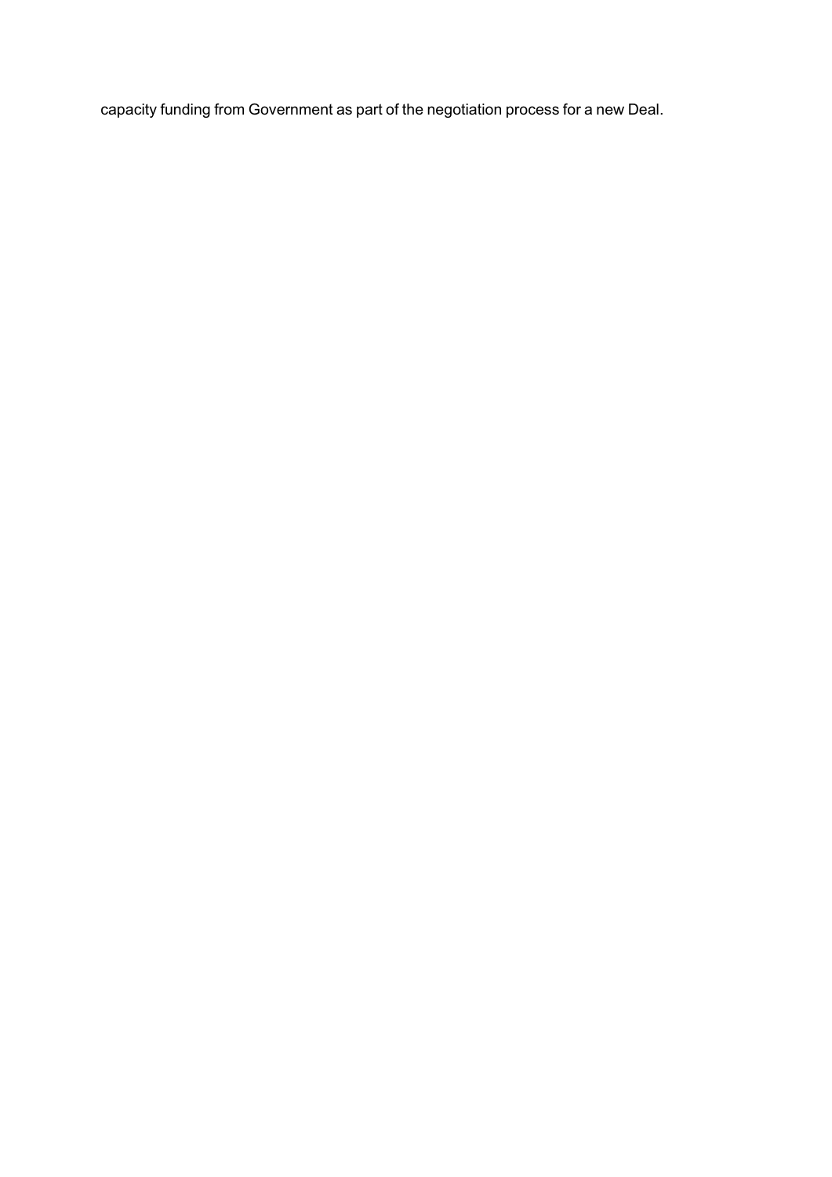capacity funding from Government as part of the negotiation process for a new Deal.